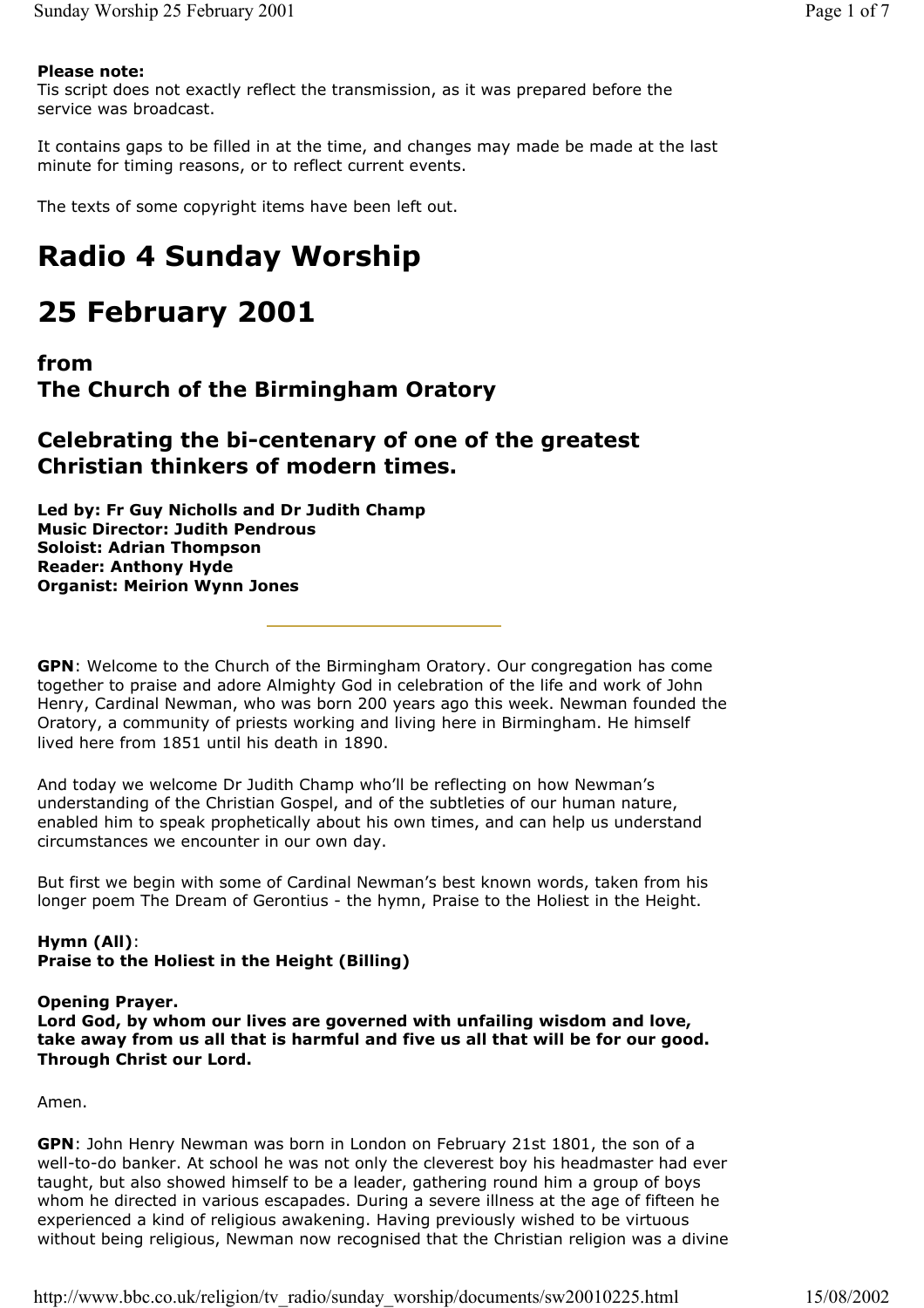**Please note:**
Tis script does not exactly reflect the transmission, as it was prepared before the service was broadcast.

It contains gaps to be filled in at the time, and changes may made be made at the last minute for timing reasons, or to reflect current events.

The texts of some copyright items have been left out.

# Radio 4 Sunday Worship

# 25 February 2001

## from
## The Church of the Birmingham Oratory

### Celebrating the bi-centenary of one of the greatest Christian thinkers of modern times.

**Led by: Fr Guy Nicholls and Dr Judith Champ**
**Music Director: Judith Pendrous**
**Soloist: Adrian Thompson**
**Reader: Anthony Hyde**
**Organist: Meirion Wynn Jones**

---

**GPN**: Welcome to the Church of the Birmingham Oratory. Our congregation has come together to praise and adore Almighty God in celebration of the life and work of John Henry, Cardinal Newman, who was born 200 years ago this week. Newman founded the Oratory, a community of priests working and living here in Birmingham. He himself lived here from 1851 until his death in 1890.

And today we welcome Dr Judith Champ who'll be reflecting on how Newman's understanding of the Christian Gospel, and of the subtleties of our human nature, enabled him to speak prophetically about his own times, and can help us understand circumstances we encounter in our own day.

But first we begin with some of Cardinal Newman's best known words, taken from his longer poem The Dream of Gerontius - the hymn, Praise to the Holiest in the Height.

**Hymn (All)**:
**Praise to the Holiest in the Height (Billing)**

**Opening Prayer.**
**Lord God, by whom our lives are governed with unfailing wisdom and love, take away from us all that is harmful and five us all that will be for our good. Through Christ our Lord.**

Amen.

**GPN**: John Henry Newman was born in London on February 21st 1801, the son of a well-to-do banker. At school he was not only the cleverest boy his headmaster had ever taught, but also showed himself to be a leader, gathering round him a group of boys whom he directed in various escapades. During a severe illness at the age of fifteen he experienced a kind of religious awakening. Having previously wished to be virtuous without being religious, Newman now recognised that the Christian religion was a divine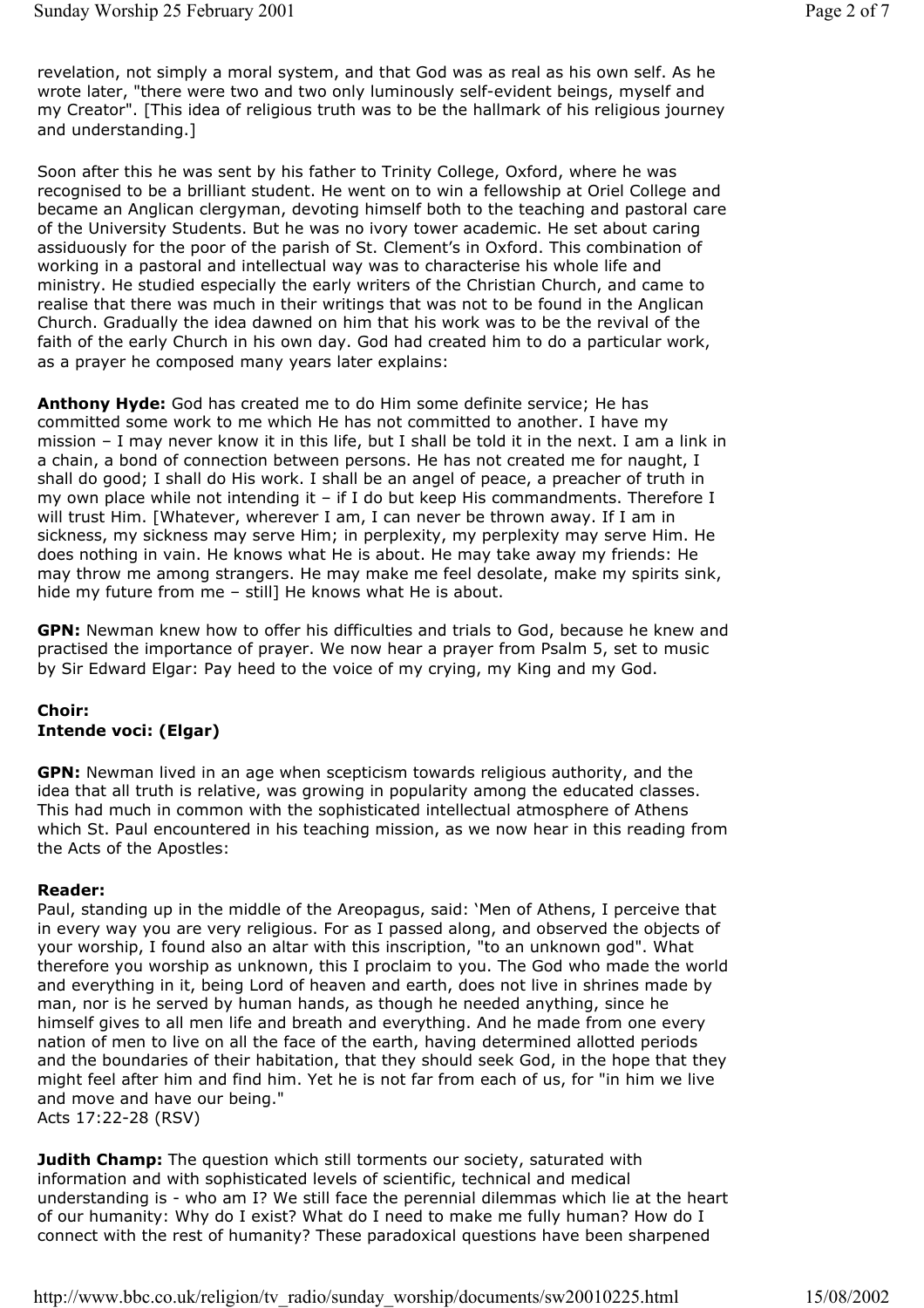revelation, not simply a moral system, and that God was as real as his own self. As he wrote later, "there were two and two only luminously self-evident beings, myself and my Creator". [This idea of religious truth was to be the hallmark of his religious journey and understanding.]

Soon after this he was sent by his father to Trinity College, Oxford, where he was recognised to be a brilliant student. He went on to win a fellowship at Oriel College and became an Anglican clergyman, devoting himself both to the teaching and pastoral care of the University Students. But he was no ivory tower academic. He set about caring assiduously for the poor of the parish of St. Clement's in Oxford. This combination of working in a pastoral and intellectual way was to characterise his whole life and ministry. He studied especially the early writers of the Christian Church, and came to realise that there was much in their writings that was not to be found in the Anglican Church. Gradually the idea dawned on him that his work was to be the revival of the faith of the early Church in his own day. God had created him to do a particular work, as a prayer he composed many years later explains:

**Anthony Hyde:** God has created me to do Him some definite service; He has committed some work to me which He has not committed to another. I have my mission – I may never know it in this life, but I shall be told it in the next. I am a link in a chain, a bond of connection between persons. He has not created me for naught, I shall do good; I shall do His work. I shall be an angel of peace, a preacher of truth in my own place while not intending it – if I do but keep His commandments. Therefore I will trust Him. [Whatever, wherever I am, I can never be thrown away. If I am in sickness, my sickness may serve Him; in perplexity, my perplexity may serve Him. He does nothing in vain. He knows what He is about. He may take away my friends: He may throw me among strangers. He may make me feel desolate, make my spirits sink, hide my future from me – still] He knows what He is about.

**GPN:** Newman knew how to offer his difficulties and trials to God, because he knew and practised the importance of prayer. We now hear a prayer from Psalm 5, set to music by Sir Edward Elgar: Pay heed to the voice of my crying, my King and my God.

**Choir:**
**Intende voci: (Elgar)**

**GPN:** Newman lived in an age when scepticism towards religious authority, and the idea that all truth is relative, was growing in popularity among the educated classes. This had much in common with the sophisticated intellectual atmosphere of Athens which St. Paul encountered in his teaching mission, as we now hear in this reading from the Acts of the Apostles:

**Reader:**
Paul, standing up in the middle of the Areopagus, said: 'Men of Athens, I perceive that in every way you are very religious. For as I passed along, and observed the objects of your worship, I found also an altar with this inscription, "to an unknown god". What therefore you worship as unknown, this I proclaim to you. The God who made the world and everything in it, being Lord of heaven and earth, does not live in shrines made by man, nor is he served by human hands, as though he needed anything, since he himself gives to all men life and breath and everything. And he made from one every nation of men to live on all the face of the earth, having determined allotted periods and the boundaries of their habitation, that they should seek God, in the hope that they might feel after him and find him. Yet he is not far from each of us, for "in him we live and move and have our being."
Acts 17:22-28 (RSV)

**Judith Champ:** The question which still torments our society, saturated with information and with sophisticated levels of scientific, technical and medical understanding is - who am I? We still face the perennial dilemmas which lie at the heart of our humanity: Why do I exist? What do I need to make me fully human? How do I connect with the rest of humanity? These paradoxical questions have been sharpened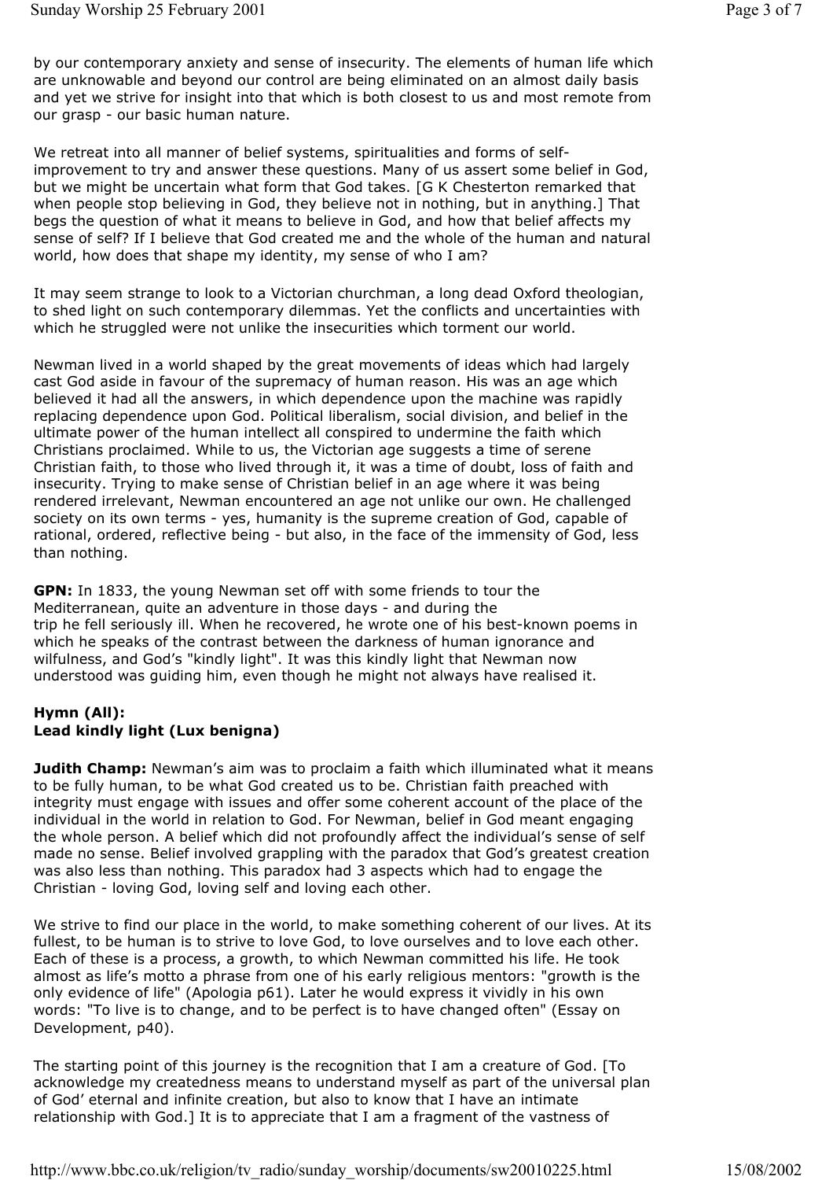by our contemporary anxiety and sense of insecurity. The elements of human life which are unknowable and beyond our control are being eliminated on an almost daily basis and yet we strive for insight into that which is both closest to us and most remote from our grasp - our basic human nature.

We retreat into all manner of belief systems, spiritualities and forms of self-improvement to try and answer these questions. Many of us assert some belief in God, but we might be uncertain what form that God takes. [G K Chesterton remarked that when people stop believing in God, they believe not in nothing, but in anything.] That begs the question of what it means to believe in God, and how that belief affects my sense of self? If I believe that God created me and the whole of the human and natural world, how does that shape my identity, my sense of who I am?

It may seem strange to look to a Victorian churchman, a long dead Oxford theologian, to shed light on such contemporary dilemmas. Yet the conflicts and uncertainties with which he struggled were not unlike the insecurities which torment our world.

Newman lived in a world shaped by the great movements of ideas which had largely cast God aside in favour of the supremacy of human reason. His was an age which believed it had all the answers, in which dependence upon the machine was rapidly replacing dependence upon God. Political liberalism, social division, and belief in the ultimate power of the human intellect all conspired to undermine the faith which Christians proclaimed. While to us, the Victorian age suggests a time of serene Christian faith, to those who lived through it, it was a time of doubt, loss of faith and insecurity. Trying to make sense of Christian belief in an age where it was being rendered irrelevant, Newman encountered an age not unlike our own. He challenged society on its own terms - yes, humanity is the supreme creation of God, capable of rational, ordered, reflective being - but also, in the face of the immensity of God, less than nothing.

**GPN:** In 1833, the young Newman set off with some friends to tour the Mediterranean, quite an adventure in those days - and during the trip he fell seriously ill. When he recovered, he wrote one of his best-known poems in which he speaks of the contrast between the darkness of human ignorance and wilfulness, and God's "kindly light". It was this kindly light that Newman now understood was guiding him, even though he might not always have realised it.

**Hymn (All):**
**Lead kindly light (Lux benigna)**

**Judith Champ:** Newman's aim was to proclaim a faith which illuminated what it means to be fully human, to be what God created us to be. Christian faith preached with integrity must engage with issues and offer some coherent account of the place of the individual in the world in relation to God. For Newman, belief in God meant engaging the whole person. A belief which did not profoundly affect the individual's sense of self made no sense. Belief involved grappling with the paradox that God's greatest creation was also less than nothing. This paradox had 3 aspects which had to engage the Christian - loving God, loving self and loving each other.

We strive to find our place in the world, to make something coherent of our lives. At its fullest, to be human is to strive to love God, to love ourselves and to love each other. Each of these is a process, a growth, to which Newman committed his life. He took almost as life's motto a phrase from one of his early religious mentors: "growth is the only evidence of life" (Apologia p61). Later he would express it vividly in his own words: "To live is to change, and to be perfect is to have changed often" (Essay on Development, p40).

The starting point of this journey is the recognition that I am a creature of God. [To acknowledge my createdness means to understand myself as part of the universal plan of God' eternal and infinite creation, but also to know that I have an intimate relationship with God.] It is to appreciate that I am a fragment of the vastness of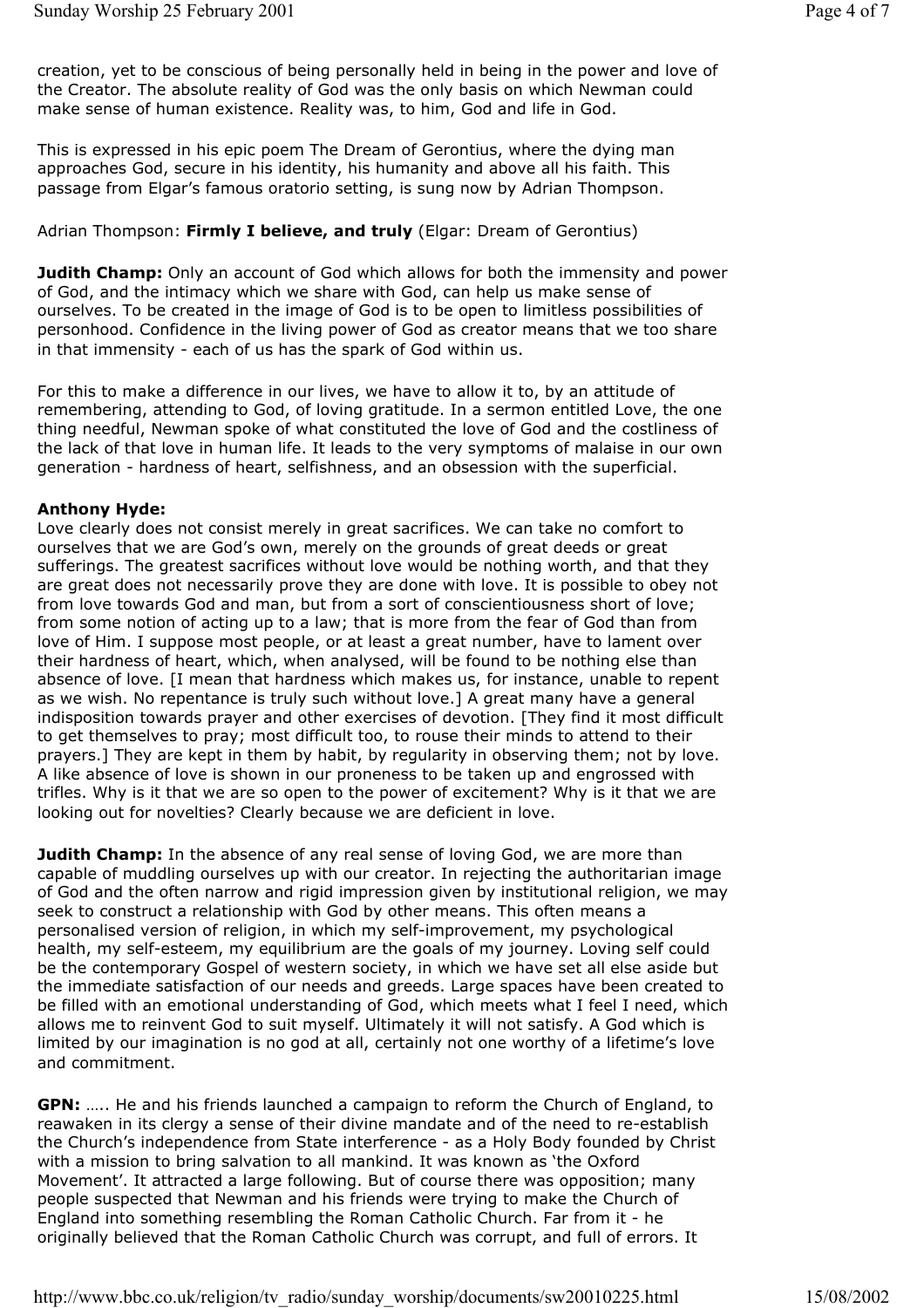creation, yet to be conscious of being personally held in being in the power and love of the Creator. The absolute reality of God was the only basis on which Newman could make sense of human existence. Reality was, to him, God and life in God.

This is expressed in his epic poem The Dream of Gerontius, where the dying man approaches God, secure in his identity, his humanity and above all his faith. This passage from Elgar's famous oratorio setting, is sung now by Adrian Thompson.

Adrian Thompson: **Firmly I believe, and truly** (Elgar: Dream of Gerontius)

**Judith Champ:** Only an account of God which allows for both the immensity and power of God, and the intimacy which we share with God, can help us make sense of ourselves. To be created in the image of God is to be open to limitless possibilities of personhood. Confidence in the living power of God as creator means that we too share in that immensity - each of us has the spark of God within us.

For this to make a difference in our lives, we have to allow it to, by an attitude of remembering, attending to God, of loving gratitude. In a sermon entitled Love, the one thing needful, Newman spoke of what constituted the love of God and the costliness of the lack of that love in human life. It leads to the very symptoms of malaise in our own generation - hardness of heart, selfishness, and an obsession with the superficial.

**Anthony Hyde:**
Love clearly does not consist merely in great sacrifices. We can take no comfort to ourselves that we are God's own, merely on the grounds of great deeds or great sufferings. The greatest sacrifices without love would be nothing worth, and that they are great does not necessarily prove they are done with love. It is possible to obey not from love towards God and man, but from a sort of conscientiousness short of love; from some notion of acting up to a law; that is more from the fear of God than from love of Him. I suppose most people, or at least a great number, have to lament over their hardness of heart, which, when analysed, will be found to be nothing else than absence of love. [I mean that hardness which makes us, for instance, unable to repent as we wish. No repentance is truly such without love.] A great many have a general indisposition towards prayer and other exercises of devotion. [They find it most difficult to get themselves to pray; most difficult too, to rouse their minds to attend to their prayers.] They are kept in them by habit, by regularity in observing them; not by love. A like absence of love is shown in our proneness to be taken up and engrossed with trifles. Why is it that we are so open to the power of excitement? Why is it that we are looking out for novelties? Clearly because we are deficient in love.

**Judith Champ:** In the absence of any real sense of loving God, we are more than capable of muddling ourselves up with our creator. In rejecting the authoritarian image of God and the often narrow and rigid impression given by institutional religion, we may seek to construct a relationship with God by other means. This often means a personalised version of religion, in which my self-improvement, my psychological health, my self-esteem, my equilibrium are the goals of my journey. Loving self could be the contemporary Gospel of western society, in which we have set all else aside but the immediate satisfaction of our needs and greeds. Large spaces have been created to be filled with an emotional understanding of God, which meets what I feel I need, which allows me to reinvent God to suit myself. Ultimately it will not satisfy. A God which is limited by our imagination is no god at all, certainly not one worthy of a lifetime's love and commitment.

**GPN:** ….. He and his friends launched a campaign to reform the Church of England, to reawaken in its clergy a sense of their divine mandate and of the need to re-establish the Church's independence from State interference - as a Holy Body founded by Christ with a mission to bring salvation to all mankind. It was known as 'the Oxford Movement'. It attracted a large following. But of course there was opposition; many people suspected that Newman and his friends were trying to make the Church of England into something resembling the Roman Catholic Church. Far from it - he originally believed that the Roman Catholic Church was corrupt, and full of errors. It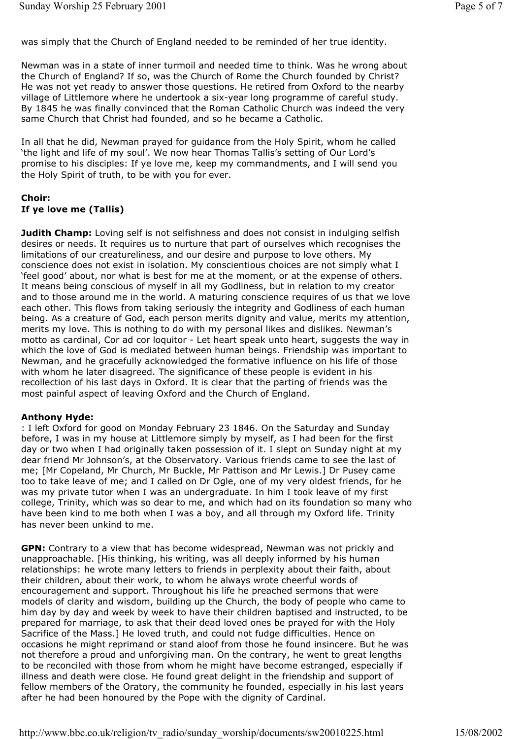was simply that the Church of England needed to be reminded of her true identity.

Newman was in a state of inner turmoil and needed time to think. Was he wrong about the Church of England? If so, was the Church of Rome the Church founded by Christ? He was not yet ready to answer those questions. He retired from Oxford to the nearby village of Littlemore where he undertook a six-year long programme of careful study. By 1845 he was finally convinced that the Roman Catholic Church was indeed the very same Church that Christ had founded, and so he became a Catholic.

In all that he did, Newman prayed for guidance from the Holy Spirit, whom he called 'the light and life of my soul'. We now hear Thomas Tallis's setting of Our Lord's promise to his disciples: If ye love me, keep my commandments, and I will send you the Holy Spirit of truth, to be with you for ever.

**Choir:**
**If ye love me (Tallis)**

**Judith Champ:** Loving self is not selfishness and does not consist in indulging selfish desires or needs. It requires us to nurture that part of ourselves which recognises the limitations of our creatureliness, and our desire and purpose to love others. My conscience does not exist in isolation. My conscientious choices are not simply what I 'feel good' about, nor what is best for me at the moment, or at the expense of others. It means being conscious of myself in all my Godliness, but in relation to my creator and to those around me in the world. A maturing conscience requires of us that we love each other. This flows from taking seriously the integrity and Godliness of each human being. As a creature of God, each person merits dignity and value, merits my attention, merits my love. This is nothing to do with my personal likes and dislikes. Newman's motto as cardinal, Cor ad cor loquitor - Let heart speak unto heart, suggests the way in which the love of God is mediated between human beings. Friendship was important to Newman, and he gracefully acknowledged the formative influence on his life of those with whom he later disagreed. The significance of these people is evident in his recollection of his last days in Oxford. It is clear that the parting of friends was the most painful aspect of leaving Oxford and the Church of England.

**Anthony Hyde:**
: I left Oxford for good on Monday February 23 1846. On the Saturday and Sunday before, I was in my house at Littlemore simply by myself, as I had been for the first day or two when I had originally taken possession of it. I slept on Sunday night at my dear friend Mr Johnson's, at the Observatory. Various friends came to see the last of me; [Mr Copeland, Mr Church, Mr Buckle, Mr Pattison and Mr Lewis.] Dr Pusey came too to take leave of me; and I called on Dr Ogle, one of my very oldest friends, for he was my private tutor when I was an undergraduate. In him I took leave of my first college, Trinity, which was so dear to me, and which had on its foundation so many who have been kind to me both when I was a boy, and all through my Oxford life. Trinity has never been unkind to me.

**GPN:** Contrary to a view that has become widespread, Newman was not prickly and unapproachable. [His thinking, his writing, was all deeply informed by his human relationships: he wrote many letters to friends in perplexity about their faith, about their children, about their work, to whom he always wrote cheerful words of encouragement and support. Throughout his life he preached sermons that were models of clarity and wisdom, building up the Church, the body of people who came to him day by day and week by week to have their children baptised and instructed, to be prepared for marriage, to ask that their dead loved ones be prayed for with the Holy Sacrifice of the Mass.] He loved truth, and could not fudge difficulties. Hence on occasions he might reprimand or stand aloof from those he found insincere. But he was not therefore a proud and unforgiving man. On the contrary, he went to great lengths to be reconciled with those from whom he might have become estranged, especially if illness and death were close. He found great delight in the friendship and support of fellow members of the Oratory, the community he founded, especially in his last years after he had been honoured by the Pope with the dignity of Cardinal.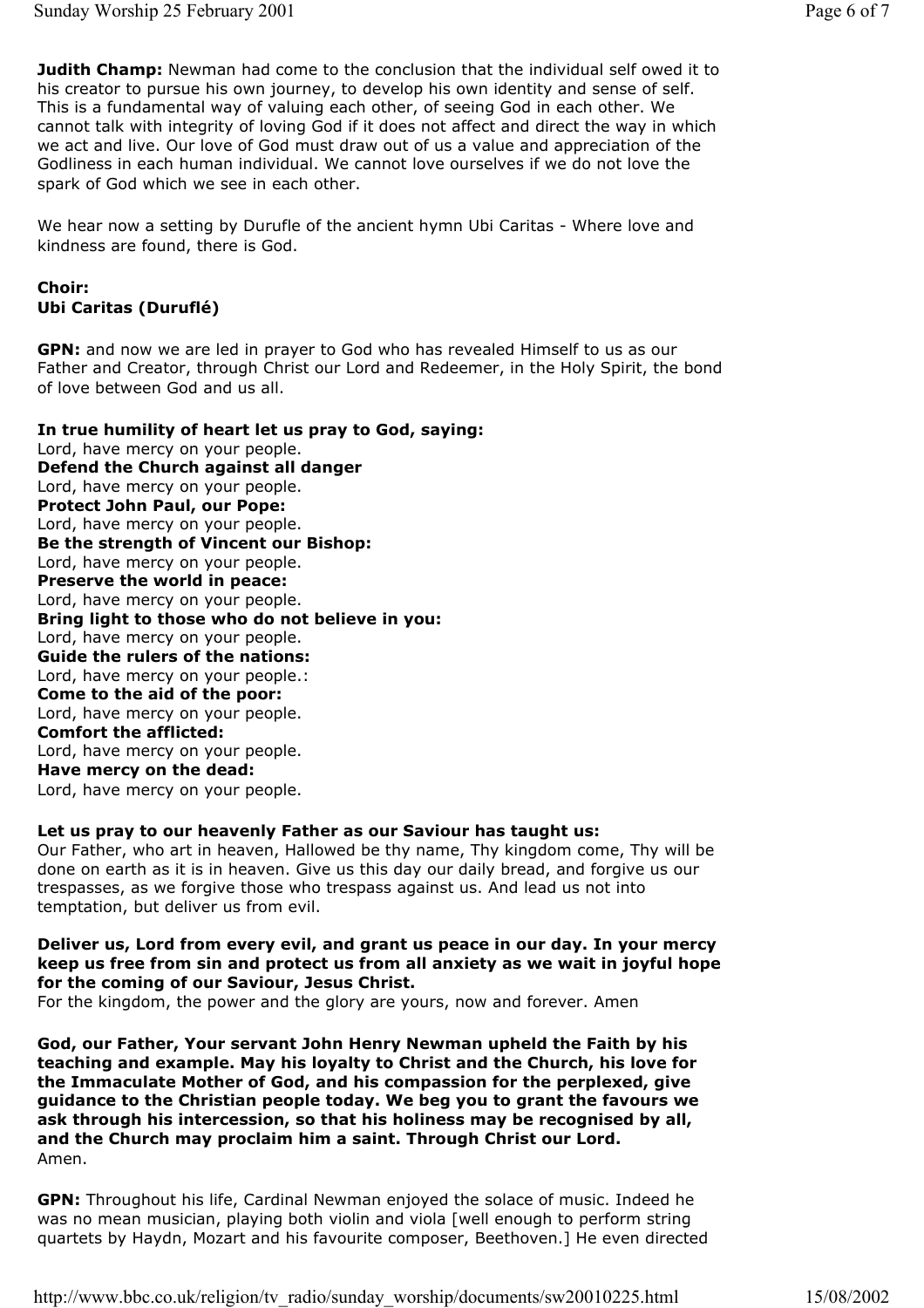**Judith Champ:** Newman had come to the conclusion that the individual self owed it to his creator to pursue his own journey, to develop his own identity and sense of self. This is a fundamental way of valuing each other, of seeing God in each other. We cannot talk with integrity of loving God if it does not affect and direct the way in which we act and live. Our love of God must draw out of us a value and appreciation of the Godliness in each human individual. We cannot love ourselves if we do not love the spark of God which we see in each other.

We hear now a setting by Durufle of the ancient hymn Ubi Caritas - Where love and kindness are found, there is God.

**Choir:**
**Ubi Caritas (Duruflé)**

**GPN:** and now we are led in prayer to God who has revealed Himself to us as our Father and Creator, through Christ our Lord and Redeemer, in the Holy Spirit, the bond of love between God and us all.

**In true humility of heart let us pray to God, saying:**
Lord, have mercy on your people.
**Defend the Church against all danger**
Lord, have mercy on your people.
**Protect John Paul, our Pope:**
Lord, have mercy on your people.
**Be the strength of Vincent our Bishop:**
Lord, have mercy on your people.
**Preserve the world in peace:**
Lord, have mercy on your people.
**Bring light to those who do not believe in you:**
Lord, have mercy on your people.
**Guide the rulers of the nations:**
Lord, have mercy on your people.:
**Come to the aid of the poor:**
Lord, have mercy on your people.
**Comfort the afflicted:**
Lord, have mercy on your people.
**Have mercy on the dead:**
Lord, have mercy on your people.

**Let us pray to our heavenly Father as our Saviour has taught us:**
Our Father, who art in heaven, Hallowed be thy name, Thy kingdom come, Thy will be done on earth as it is in heaven. Give us this day our daily bread, and forgive us our trespasses, as we forgive those who trespass against us. And lead us not into temptation, but deliver us from evil.

**Deliver us, Lord from every evil, and grant us peace in our day. In your mercy keep us free from sin and protect us from all anxiety as we wait in joyful hope for the coming of our Saviour, Jesus Christ.**
For the kingdom, the power and the glory are yours, now and forever. Amen

**God, our Father, Your servant John Henry Newman upheld the Faith by his teaching and example. May his loyalty to Christ and the Church, his love for the Immaculate Mother of God, and his compassion for the perplexed, give guidance to the Christian people today. We beg you to grant the favours we ask through his intercession, so that his holiness may be recognised by all, and the Church may proclaim him a saint. Through Christ our Lord.**
Amen.

**GPN:** Throughout his life, Cardinal Newman enjoyed the solace of music. Indeed he was no mean musician, playing both violin and viola [well enough to perform string quartets by Haydn, Mozart and his favourite composer, Beethoven.] He even directed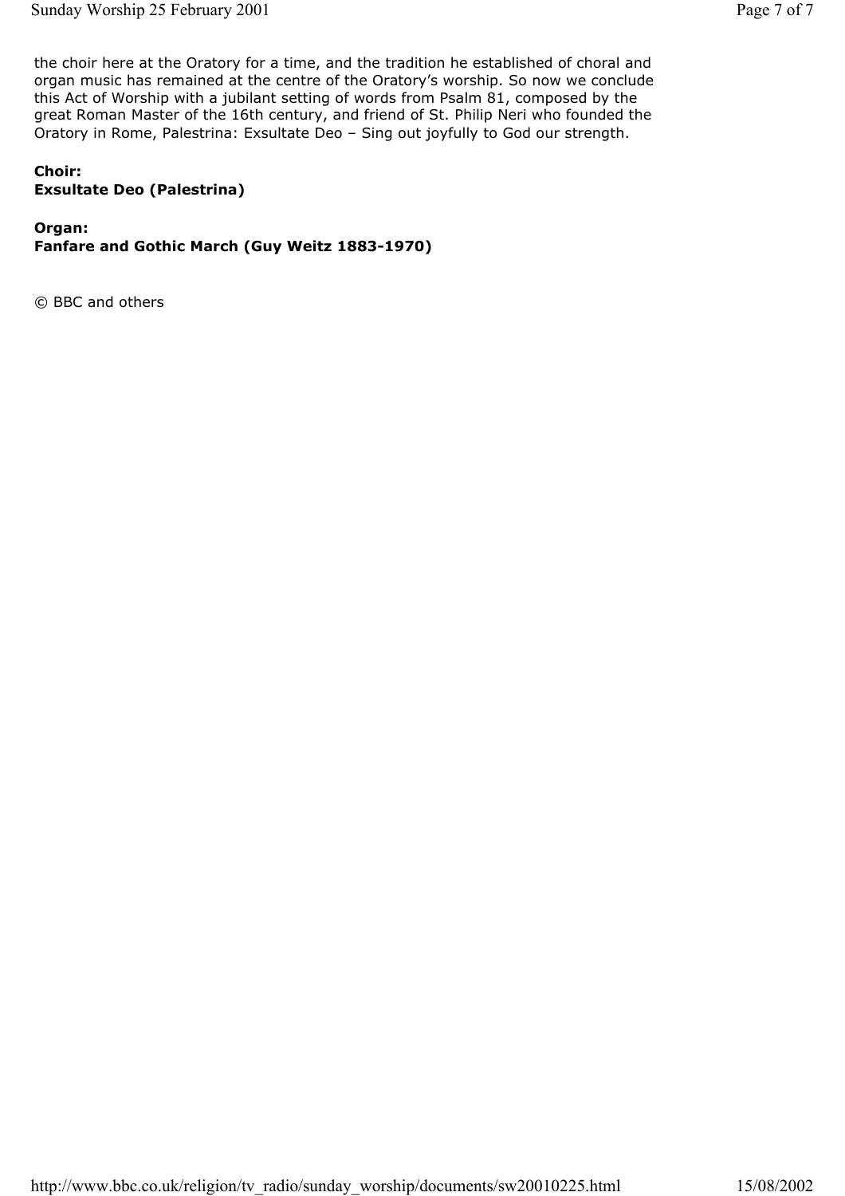the choir here at the Oratory for a time, and the tradition he established of choral and organ music has remained at the centre of the Oratory's worship. So now we conclude this Act of Worship with a jubilant setting of words from Psalm 81, composed by the great Roman Master of the 16th century, and friend of St. Philip Neri who founded the Oratory in Rome, Palestrina: Exsultate Deo – Sing out joyfully to God our strength.

**Choir:**
**Exsultate Deo (Palestrina)**

**Organ:**
**Fanfare and Gothic March (Guy Weitz 1883-1970)**

© BBC and others